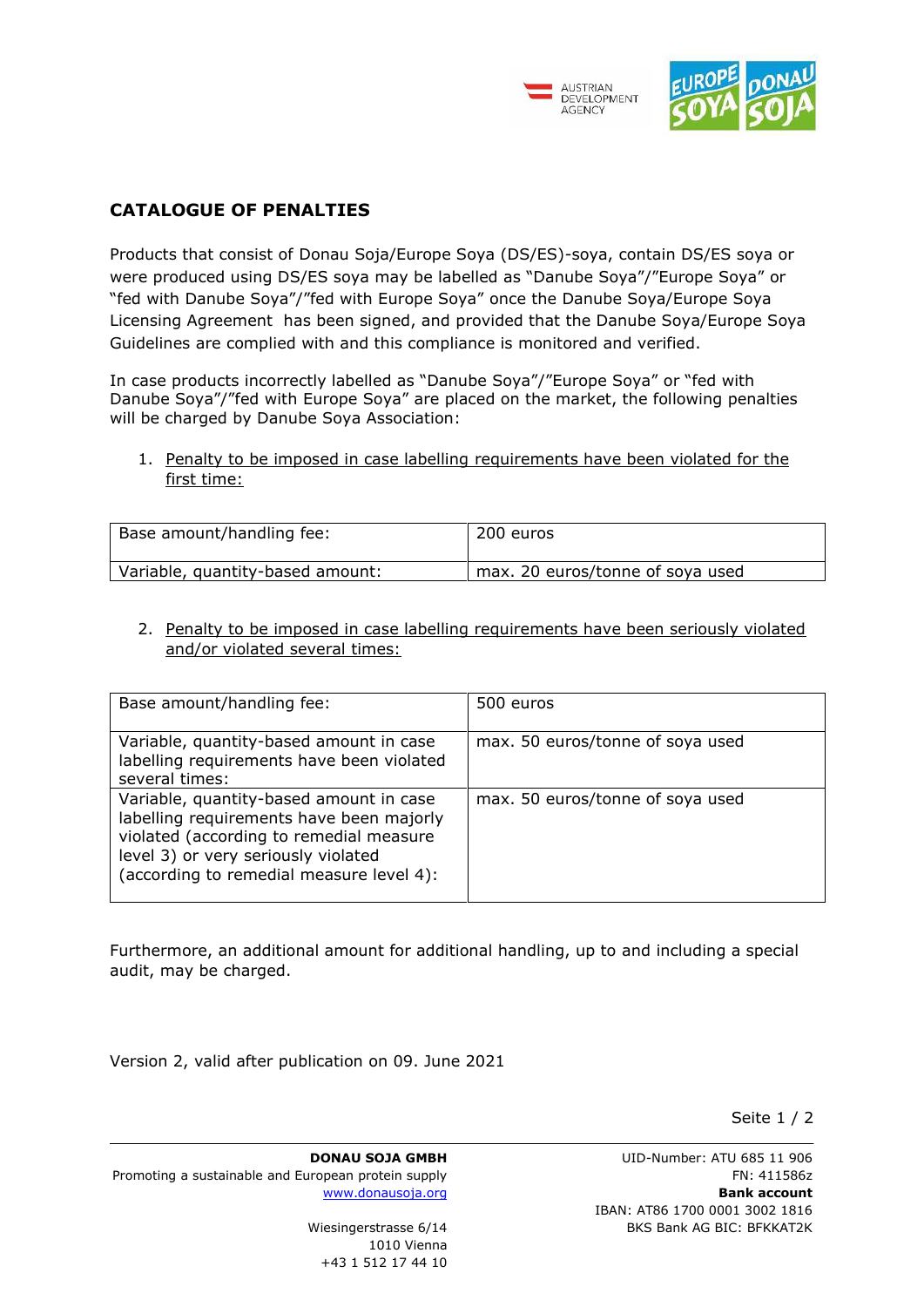## CATALOGUE OF PENALTIES

Products that consist of Donau Soja/Europe Soya (DS/ES)-soya, contain DS/ES soya or were produced using DS/ES soya may be labelled as "Danube Soya"/"Europe Soya" or "fed with Danube Soya"/"fed with Europe Soya" once the Danube Soya/Europe Soya Licensing Agreement has been signed, and provided that the Danube Soya/Europe Soya Guidelines are complied with and this compliance is monitored and verified.

In case products incorrectly labelled as "Danube Soya"/"Europe Soya" or "fed with Danube Soya"/"fed with Europe Soya" are placed on the market, the following penalties will be charged by Danube Soya Association:

1. Penalty to be imposed in case labelling requirements have been violated for the first time:

| Base amount/handling fee: | 200 euros |
|---|---|
| Variable, quantity-based amount: | max. 20 euros/tonne of soya used |

2. Penalty to be imposed in case labelling requirements have been seriously violated and/or violated several times:

| Base amount/handling fee: | 500 euros |
|---|---|
| Variable, quantity-based amount in case labelling requirements have been violated several times: | max. 50 euros/tonne of soya used |
| Variable, quantity-based amount in case labelling requirements have been majorly violated (according to remedial measure level 3) or very seriously violated (according to remedial measure level 4): | max. 50 euros/tonne of soya used |

Furthermore, an additional amount for additional handling, up to and including a special audit, may be charged.

Version 2, valid after publication on 09. June 2021

**DONAU SOJA GMBH**
Promoting a sustainable and European protein supply
www.donausoja.org

Wiesingerstrasse 6/14
1010 Vienna
+43 1 512 17 44 10

UID-Number: ATU 685 11 906
FN: 411586z
**Bank account**
IBAN: AT86 1700 0001 3002 1816
BKS Bank AG BIC: BFKKAT2K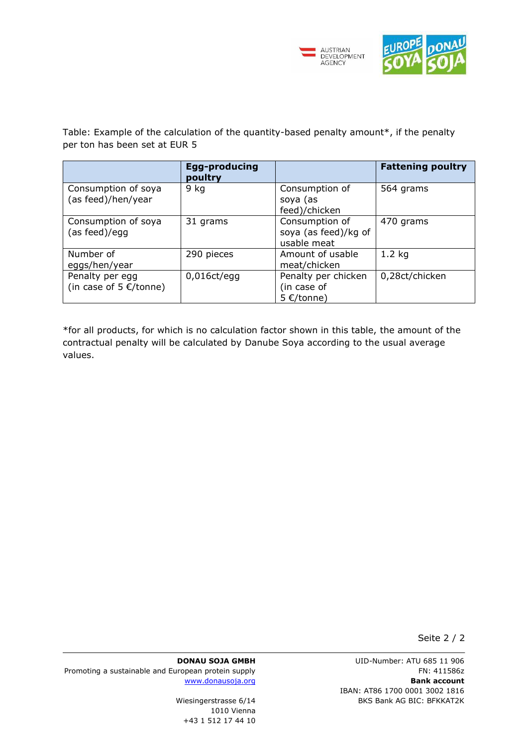Table: Example of the calculation of the quantity-based penalty amount*, if the penalty per ton has been set at EUR 5

| | **Egg-producing poultry** | | **Fattening poultry** |
|---|---|---|---|
| Consumption of soya (as feed)/hen/year | 9 kg | Consumption of soya (as feed)/chicken | 564 grams |
| Consumption of soya (as feed)/egg | 31 grams | Consumption of soya (as feed)/kg of usable meat | 470 grams |
| Number of eggs/hen/year | 290 pieces | Amount of usable meat/chicken | 1.2 kg |
| Penalty per egg (in case of 5 €/tonne) | 0,016ct/egg | Penalty per chicken (in case of 5 €/tonne) | 0,28ct/chicken |

*for all products, for which is no calculation factor shown in this table, the amount of the contractual penalty will be calculated by Danube Soya according to the usual average values.

**DONAU SOJA GMBH**
Promoting a sustainable and European protein supply
www.donausoja.org

Wiesingerstrasse 6/14
1010 Vienna
+43 1 512 17 44 10

UID-Number: ATU 685 11 906
FN: 411586z
**Bank account**
IBAN: AT86 1700 0001 3002 1816
BKS Bank AG BIC: BFKKAT2K